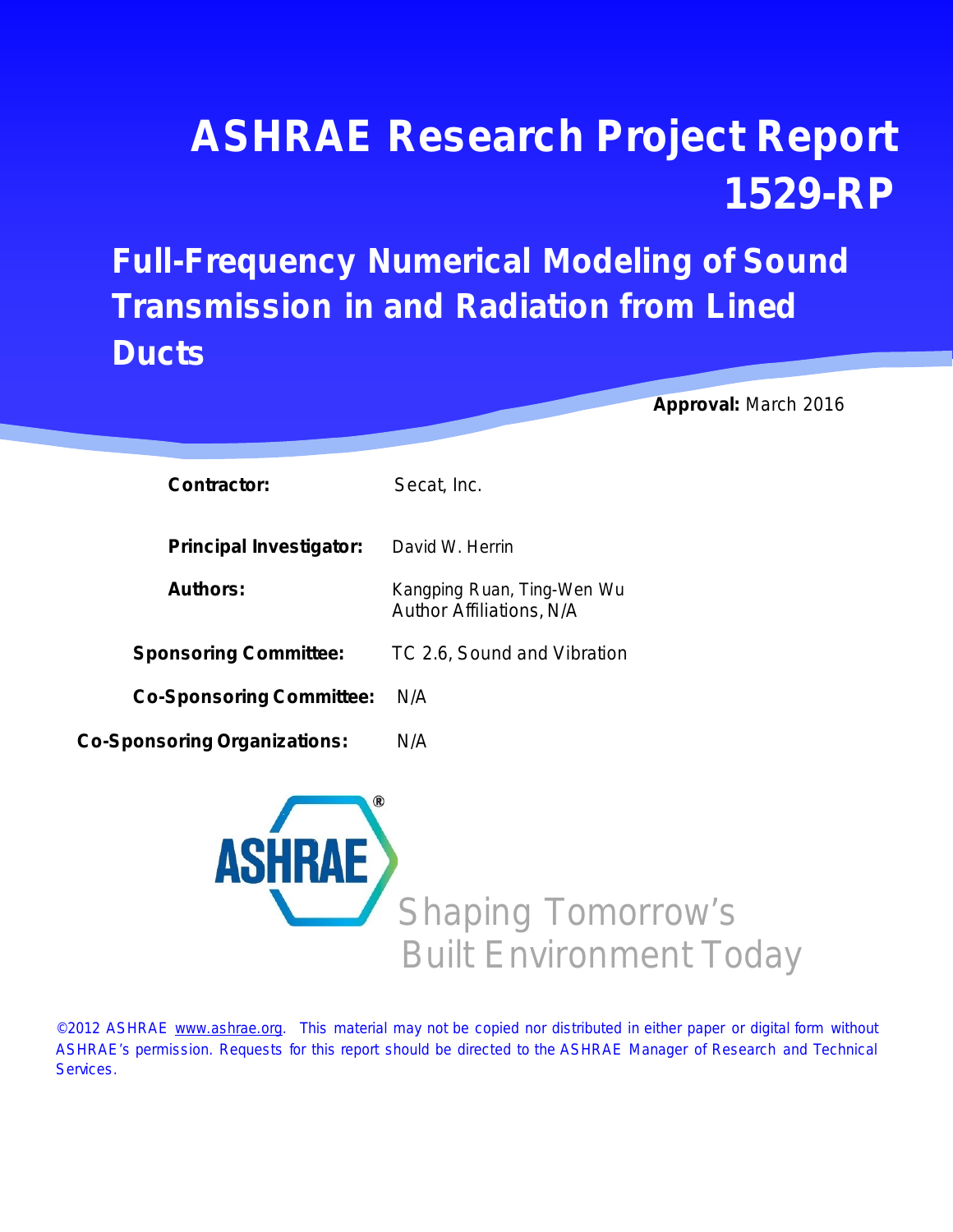# ASHRAE Research Project Report 1529-RP

## Full-Frequency Numerical Modeling of Sound Transmission in and Radiation from Lined Ducts

**Approval:** March 2016

| | |
|---|---|
| **Contractor:** | Secat, Inc. |
| **Principal Investigator:** | David W. Herrin |
| **Authors:** | Kangping Ruan, Ting-Wen Wu<br>Author Affiliations, N/A |
| **Sponsoring Committee:** | TC 2.6, Sound and Vibration |
| **Co-Sponsoring Committee:** | N/A |
| **Co-Sponsoring Organizations:** | N/A |

ASHRAE®

Shaping Tomorrow's Built Environment Today

©2012 ASHRAE www.ashrae.org. This material may not be copied nor distributed in either paper or digital form without ASHRAE's permission. Requests for this report should be directed to the ASHRAE Manager of Research and Technical Services.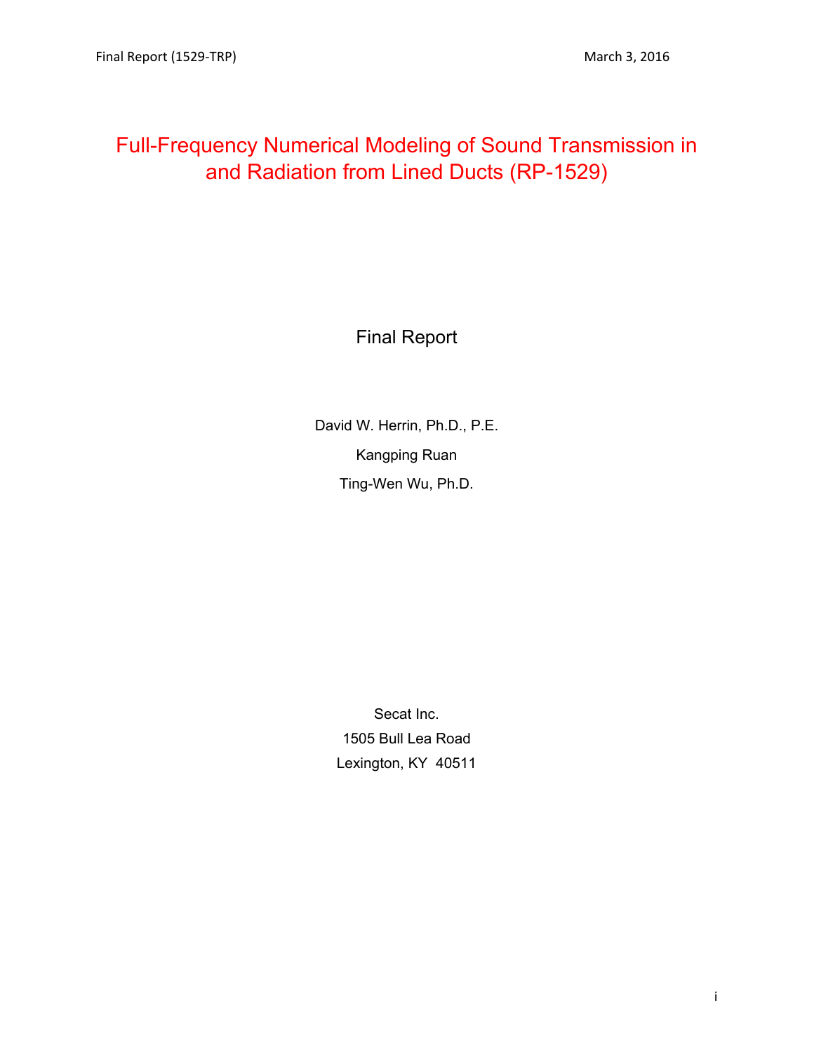# Full-Frequency Numerical Modeling of Sound Transmission in and Radiation from Lined Ducts (RP-1529)

Final Report

David W. Herrin, Ph.D., P.E.

Kangping Ruan

Ting-Wen Wu, Ph.D.

Secat Inc.
1505 Bull Lea Road
Lexington, KY 40511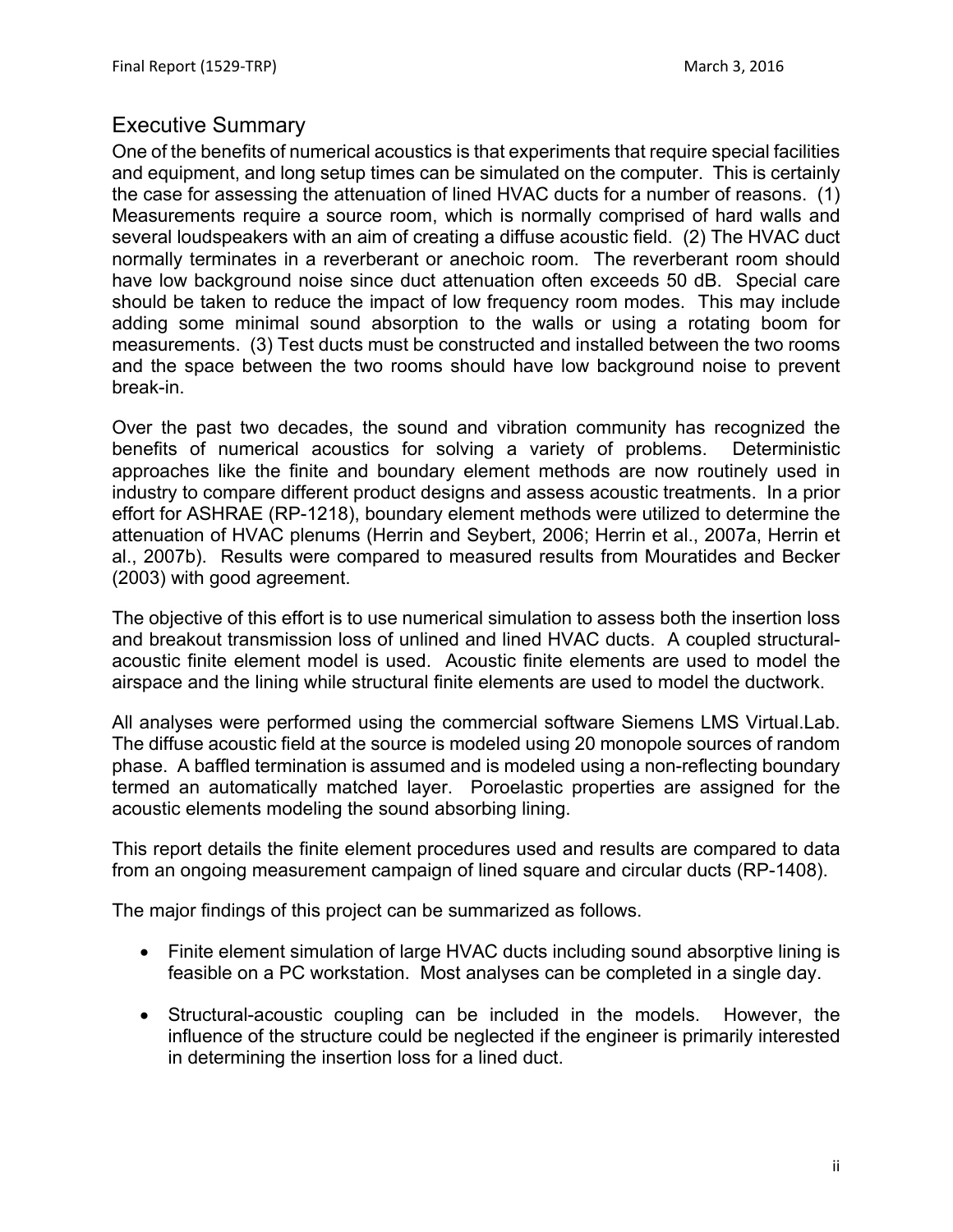## Executive Summary

One of the benefits of numerical acoustics is that experiments that require special facilities and equipment, and long setup times can be simulated on the computer. This is certainly the case for assessing the attenuation of lined HVAC ducts for a number of reasons. (1) Measurements require a source room, which is normally comprised of hard walls and several loudspeakers with an aim of creating a diffuse acoustic field. (2) The HVAC duct normally terminates in a reverberant or anechoic room. The reverberant room should have low background noise since duct attenuation often exceeds 50 dB. Special care should be taken to reduce the impact of low frequency room modes. This may include adding some minimal sound absorption to the walls or using a rotating boom for measurements. (3) Test ducts must be constructed and installed between the two rooms and the space between the two rooms should have low background noise to prevent break-in.

Over the past two decades, the sound and vibration community has recognized the benefits of numerical acoustics for solving a variety of problems. Deterministic approaches like the finite and boundary element methods are now routinely used in industry to compare different product designs and assess acoustic treatments. In a prior effort for ASHRAE (RP-1218), boundary element methods were utilized to determine the attenuation of HVAC plenums (Herrin and Seybert, 2006; Herrin et al., 2007a, Herrin et al., 2007b). Results were compared to measured results from Mouratides and Becker (2003) with good agreement.

The objective of this effort is to use numerical simulation to assess both the insertion loss and breakout transmission loss of unlined and lined HVAC ducts. A coupled structural-acoustic finite element model is used. Acoustic finite elements are used to model the airspace and the lining while structural finite elements are used to model the ductwork.

All analyses were performed using the commercial software Siemens LMS Virtual.Lab. The diffuse acoustic field at the source is modeled using 20 monopole sources of random phase. A baffled termination is assumed and is modeled using a non-reflecting boundary termed an automatically matched layer. Poroelastic properties are assigned for the acoustic elements modeling the sound absorbing lining.

This report details the finite element procedures used and results are compared to data from an ongoing measurement campaign of lined square and circular ducts (RP-1408).

The major findings of this project can be summarized as follows.

- Finite element simulation of large HVAC ducts including sound absorptive lining is feasible on a PC workstation. Most analyses can be completed in a single day.

- Structural-acoustic coupling can be included in the models. However, the influence of the structure could be neglected if the engineer is primarily interested in determining the insertion loss for a lined duct.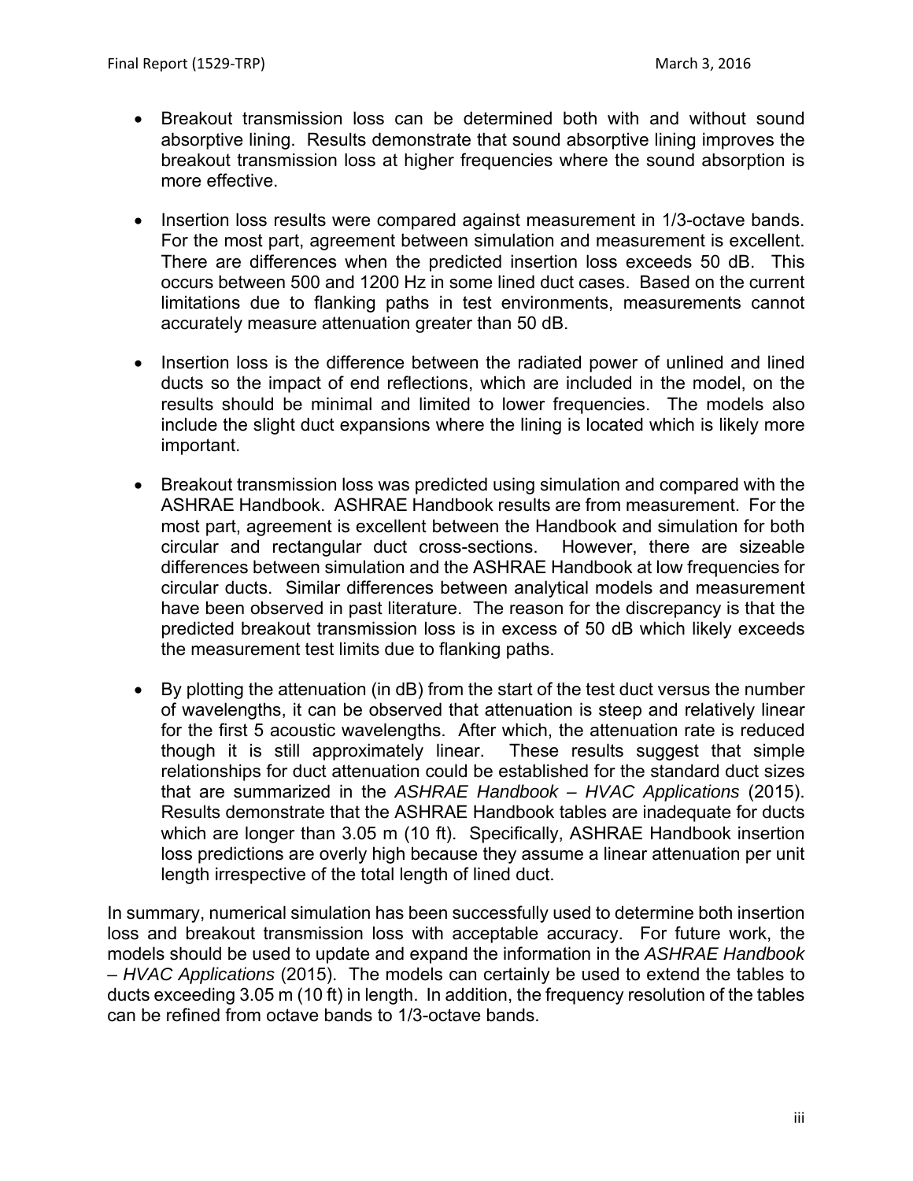- Breakout transmission loss can be determined both with and without sound absorptive lining. Results demonstrate that sound absorptive lining improves the breakout transmission loss at higher frequencies where the sound absorption is more effective.

- Insertion loss results were compared against measurement in 1/3-octave bands. For the most part, agreement between simulation and measurement is excellent. There are differences when the predicted insertion loss exceeds 50 dB. This occurs between 500 and 1200 Hz in some lined duct cases. Based on the current limitations due to flanking paths in test environments, measurements cannot accurately measure attenuation greater than 50 dB.

- Insertion loss is the difference between the radiated power of unlined and lined ducts so the impact of end reflections, which are included in the model, on the results should be minimal and limited to lower frequencies. The models also include the slight duct expansions where the lining is located which is likely more important.

- Breakout transmission loss was predicted using simulation and compared with the ASHRAE Handbook. ASHRAE Handbook results are from measurement. For the most part, agreement is excellent between the Handbook and simulation for both circular and rectangular duct cross-sections. However, there are sizeable differences between simulation and the ASHRAE Handbook at low frequencies for circular ducts. Similar differences between analytical models and measurement have been observed in past literature. The reason for the discrepancy is that the predicted breakout transmission loss is in excess of 50 dB which likely exceeds the measurement test limits due to flanking paths.

- By plotting the attenuation (in dB) from the start of the test duct versus the number of wavelengths, it can be observed that attenuation is steep and relatively linear for the first 5 acoustic wavelengths. After which, the attenuation rate is reduced though it is still approximately linear. These results suggest that simple relationships for duct attenuation could be established for the standard duct sizes that are summarized in the *ASHRAE Handbook – HVAC Applications* (2015). Results demonstrate that the ASHRAE Handbook tables are inadequate for ducts which are longer than 3.05 m (10 ft). Specifically, ASHRAE Handbook insertion loss predictions are overly high because they assume a linear attenuation per unit length irrespective of the total length of lined duct.

In summary, numerical simulation has been successfully used to determine both insertion loss and breakout transmission loss with acceptable accuracy. For future work, the models should be used to update and expand the information in the *ASHRAE Handbook – HVAC Applications* (2015). The models can certainly be used to extend the tables to ducts exceeding 3.05 m (10 ft) in length. In addition, the frequency resolution of the tables can be refined from octave bands to 1/3-octave bands.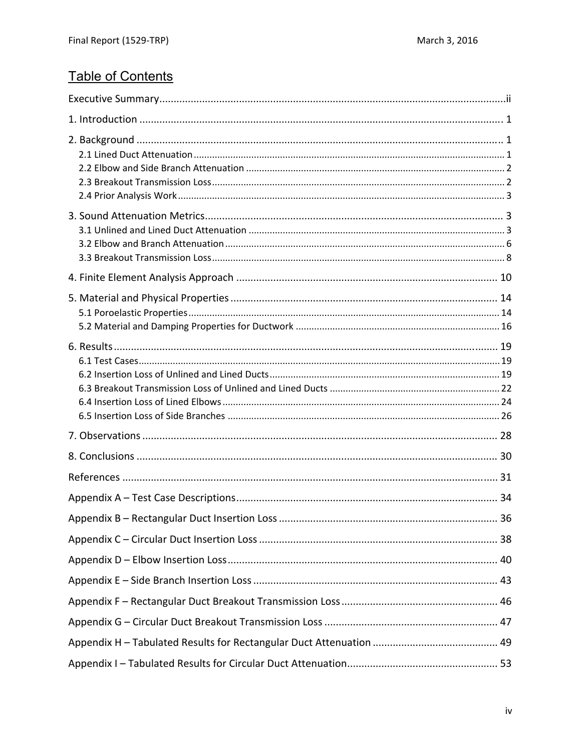# Table of Contents

Executive Summary.........................................................................................................................ii

1. Introduction ............................................................................................................................... 1

2. Background ................................................................................................................................ 1

2.1 Lined Duct Attenuation ..................................................................................................................... 1

2.2 Elbow and Side Branch Attenuation ................................................................................................. 2

2.3 Breakout Transmission Loss .............................................................................................................. 2

2.4 Prior Analysis Work ........................................................................................................................... 3

3. Sound Attenuation Metrics........................................................................................................ 3

3.1 Unlined and Lined Duct Attenuation ................................................................................................ 3

3.2 Elbow and Branch Attenuation ......................................................................................................... 6

3.3 Breakout Transmission Loss .............................................................................................................. 8

4. Finite Element Analysis Approach ............................................................................................ 10

5. Material and Physical Properties ............................................................................................. 14

5.1 Poroelastic Properties ...................................................................................................................... 14

5.2 Material and Damping Properties for Ductwork ............................................................................. 16

6. Results ....................................................................................................................................... 19

6.1 Test Cases ......................................................................................................................................... 19

6.2 Insertion Loss of Unlined and Lined Ducts ....................................................................................... 19

6.3 Breakout Transmission Loss of Unlined and Lined Ducts ................................................................ 22

6.4 Insertion Loss of Lined Elbows ......................................................................................................... 24

6.5 Insertion Loss of Side Branches ....................................................................................................... 26

7. Observations ............................................................................................................................. 28

8. Conclusions ............................................................................................................................... 30

References .................................................................................................................................... 31

Appendix A – Test Case Descriptions ........................................................................................... 34

Appendix B – Rectangular Duct Insertion Loss ............................................................................ 36

Appendix C – Circular Duct Insertion Loss ................................................................................... 38

Appendix D – Elbow Insertion Loss .............................................................................................. 40

Appendix E – Side Branch Insertion Loss ..................................................................................... 43

Appendix F – Rectangular Duct Breakout Transmission Loss ...................................................... 46

Appendix G – Circular Duct Breakout Transmission Loss ............................................................ 47

Appendix H – Tabulated Results for Rectangular Duct Attenuation ........................................... 49

Appendix I – Tabulated Results for Circular Duct Attenuation.................................................... 53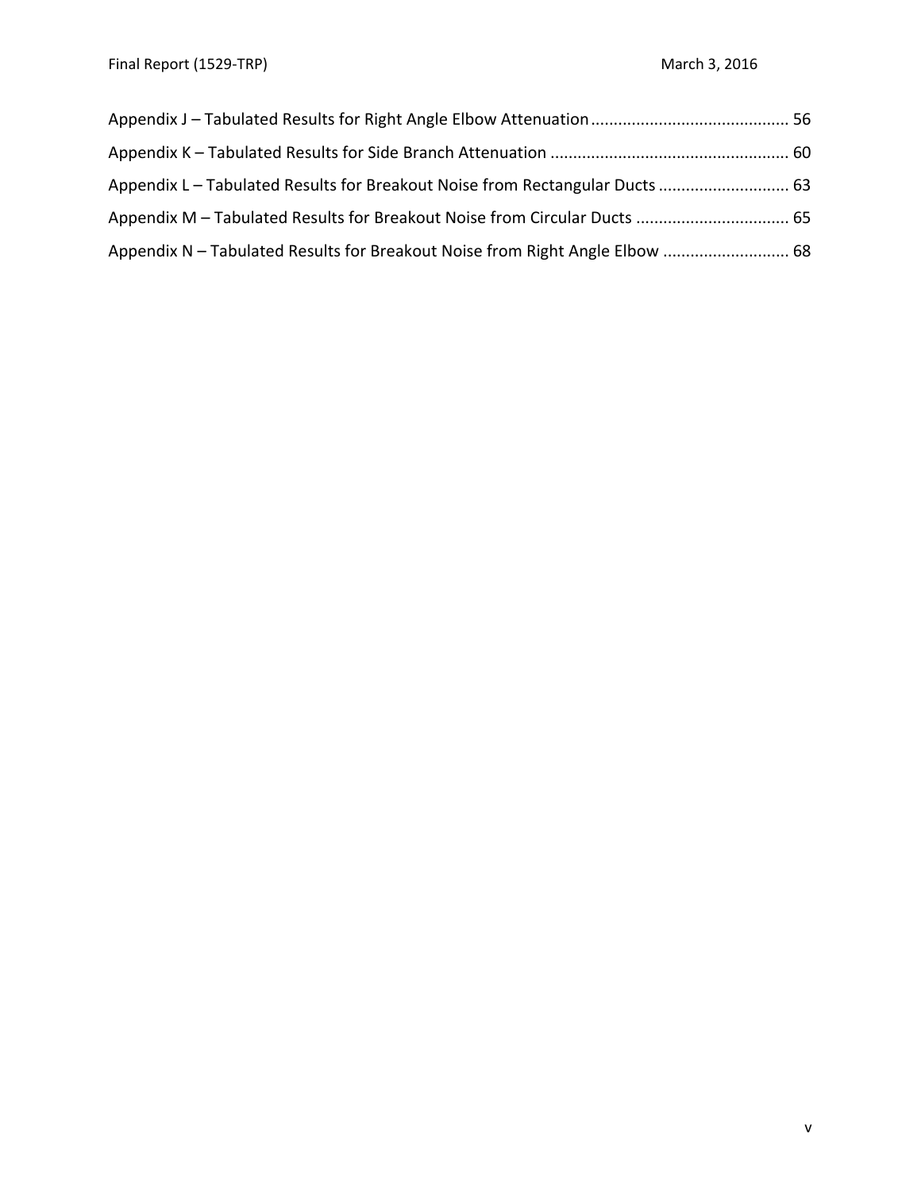Appendix J – Tabulated Results for Right Angle Elbow Attenuation ........................................... 56

Appendix K – Tabulated Results for Side Branch Attenuation .................................................... 60

Appendix L – Tabulated Results for Breakout Noise from Rectangular Ducts ............................ 63

Appendix M – Tabulated Results for Breakout Noise from Circular Ducts .................................. 65

Appendix N – Tabulated Results for Breakout Noise from Right Angle Elbow ............................ 68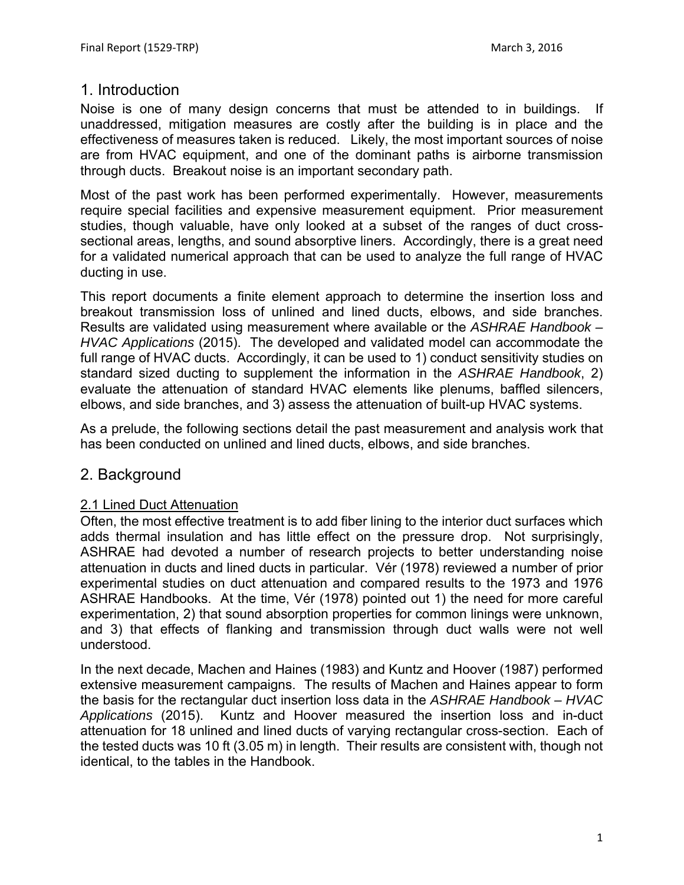## 1. Introduction

Noise is one of many design concerns that must be attended to in buildings. If unaddressed, mitigation measures are costly after the building is in place and the effectiveness of measures taken is reduced. Likely, the most important sources of noise are from HVAC equipment, and one of the dominant paths is airborne transmission through ducts. Breakout noise is an important secondary path.

Most of the past work has been performed experimentally. However, measurements require special facilities and expensive measurement equipment. Prior measurement studies, though valuable, have only looked at a subset of the ranges of duct cross-sectional areas, lengths, and sound absorptive liners. Accordingly, there is a great need for a validated numerical approach that can be used to analyze the full range of HVAC ducting in use.

This report documents a finite element approach to determine the insertion loss and breakout transmission loss of unlined and lined ducts, elbows, and side branches. Results are validated using measurement where available or the *ASHRAE Handbook – HVAC Applications* (2015). The developed and validated model can accommodate the full range of HVAC ducts. Accordingly, it can be used to 1) conduct sensitivity studies on standard sized ducting to supplement the information in the *ASHRAE Handbook*, 2) evaluate the attenuation of standard HVAC elements like plenums, baffled silencers, elbows, and side branches, and 3) assess the attenuation of built-up HVAC systems.

As a prelude, the following sections detail the past measurement and analysis work that has been conducted on unlined and lined ducts, elbows, and side branches.

## 2. Background

### 2.1 Lined Duct Attenuation

Often, the most effective treatment is to add fiber lining to the interior duct surfaces which adds thermal insulation and has little effect on the pressure drop. Not surprisingly, ASHRAE had devoted a number of research projects to better understanding noise attenuation in ducts and lined ducts in particular. Vér (1978) reviewed a number of prior experimental studies on duct attenuation and compared results to the 1973 and 1976 ASHRAE Handbooks. At the time, Vér (1978) pointed out 1) the need for more careful experimentation, 2) that sound absorption properties for common linings were unknown, and 3) that effects of flanking and transmission through duct walls were not well understood.

In the next decade, Machen and Haines (1983) and Kuntz and Hoover (1987) performed extensive measurement campaigns. The results of Machen and Haines appear to form the basis for the rectangular duct insertion loss data in the *ASHRAE Handbook – HVAC Applications* (2015). Kuntz and Hoover measured the insertion loss and in-duct attenuation for 18 unlined and lined ducts of varying rectangular cross-section. Each of the tested ducts was 10 ft (3.05 m) in length. Their results are consistent with, though not identical, to the tables in the Handbook.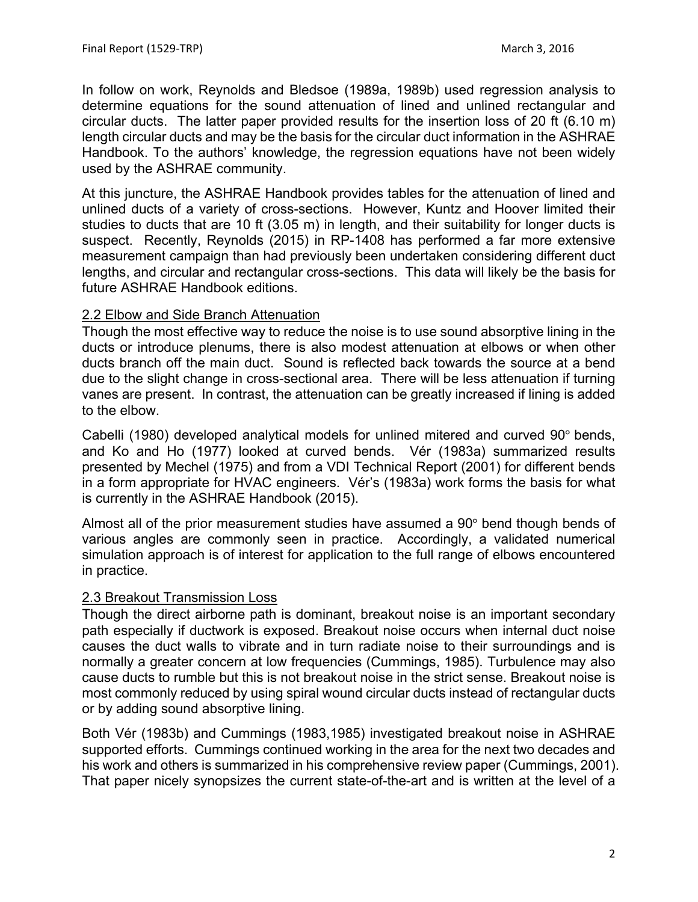In follow on work, Reynolds and Bledsoe (1989a, 1989b) used regression analysis to determine equations for the sound attenuation of lined and unlined rectangular and circular ducts. The latter paper provided results for the insertion loss of 20 ft (6.10 m) length circular ducts and may be the basis for the circular duct information in the ASHRAE Handbook. To the authors' knowledge, the regression equations have not been widely used by the ASHRAE community.

At this juncture, the ASHRAE Handbook provides tables for the attenuation of lined and unlined ducts of a variety of cross-sections. However, Kuntz and Hoover limited their studies to ducts that are 10 ft (3.05 m) in length, and their suitability for longer ducts is suspect. Recently, Reynolds (2015) in RP-1408 has performed a far more extensive measurement campaign than had previously been undertaken considering different duct lengths, and circular and rectangular cross-sections. This data will likely be the basis for future ASHRAE Handbook editions.

## 2.2 Elbow and Side Branch Attenuation

Though the most effective way to reduce the noise is to use sound absorptive lining in the ducts or introduce plenums, there is also modest attenuation at elbows or when other ducts branch off the main duct. Sound is reflected back towards the source at a bend due to the slight change in cross-sectional area. There will be less attenuation if turning vanes are present. In contrast, the attenuation can be greatly increased if lining is added to the elbow.

Cabelli (1980) developed analytical models for unlined mitered and curved 90° bends, and Ko and Ho (1977) looked at curved bends. Vér (1983a) summarized results presented by Mechel (1975) and from a VDI Technical Report (2001) for different bends in a form appropriate for HVAC engineers. Vér's (1983a) work forms the basis for what is currently in the ASHRAE Handbook (2015).

Almost all of the prior measurement studies have assumed a 90° bend though bends of various angles are commonly seen in practice. Accordingly, a validated numerical simulation approach is of interest for application to the full range of elbows encountered in practice.

## 2.3 Breakout Transmission Loss

Though the direct airborne path is dominant, breakout noise is an important secondary path especially if ductwork is exposed. Breakout noise occurs when internal duct noise causes the duct walls to vibrate and in turn radiate noise to their surroundings and is normally a greater concern at low frequencies (Cummings, 1985). Turbulence may also cause ducts to rumble but this is not breakout noise in the strict sense. Breakout noise is most commonly reduced by using spiral wound circular ducts instead of rectangular ducts or by adding sound absorptive lining.

Both Vér (1983b) and Cummings (1983,1985) investigated breakout noise in ASHRAE supported efforts. Cummings continued working in the area for the next two decades and his work and others is summarized in his comprehensive review paper (Cummings, 2001). That paper nicely synopsizes the current state-of-the-art and is written at the level of a